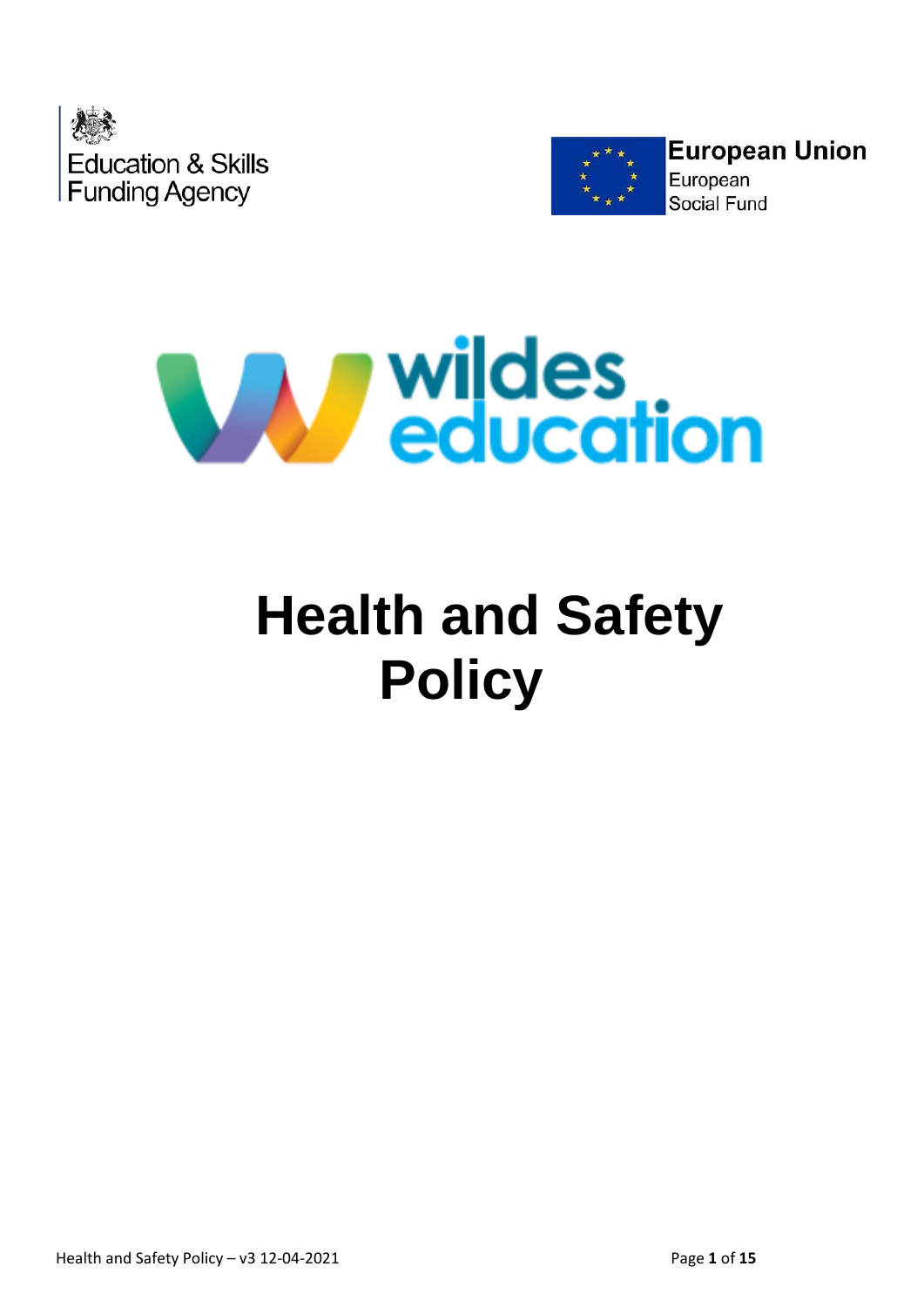Education & Skills Funding Agency

European Union
European Social Fund

wildes education

# Health and Safety Policy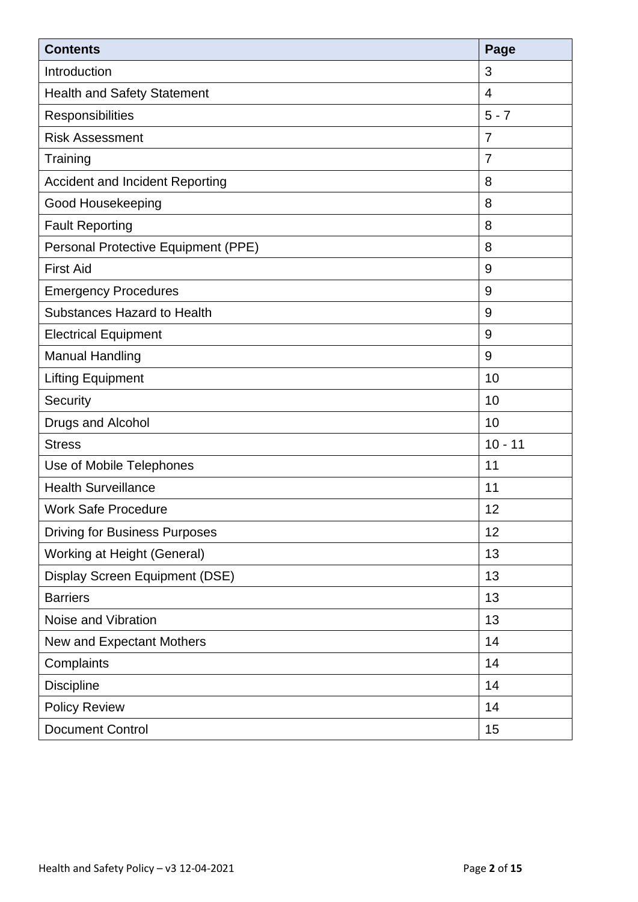| Contents | Page |
|---|---|
| Introduction | 3 |
| Health and Safety Statement | 4 |
| Responsibilities | 5 - 7 |
| Risk Assessment | 7 |
| Training | 7 |
| Accident and Incident Reporting | 8 |
| Good Housekeeping | 8 |
| Fault Reporting | 8 |
| Personal Protective Equipment (PPE) | 8 |
| First Aid | 9 |
| Emergency Procedures | 9 |
| Substances Hazard to Health | 9 |
| Electrical Equipment | 9 |
| Manual Handling | 9 |
| Lifting Equipment | 10 |
| Security | 10 |
| Drugs and Alcohol | 10 |
| Stress | 10 - 11 |
| Use of Mobile Telephones | 11 |
| Health Surveillance | 11 |
| Work Safe Procedure | 12 |
| Driving for Business Purposes | 12 |
| Working at Height (General) | 13 |
| Display Screen Equipment (DSE) | 13 |
| Barriers | 13 |
| Noise and Vibration | 13 |
| New and Expectant Mothers | 14 |
| Complaints | 14 |
| Discipline | 14 |
| Policy Review | 14 |
| Document Control | 15 |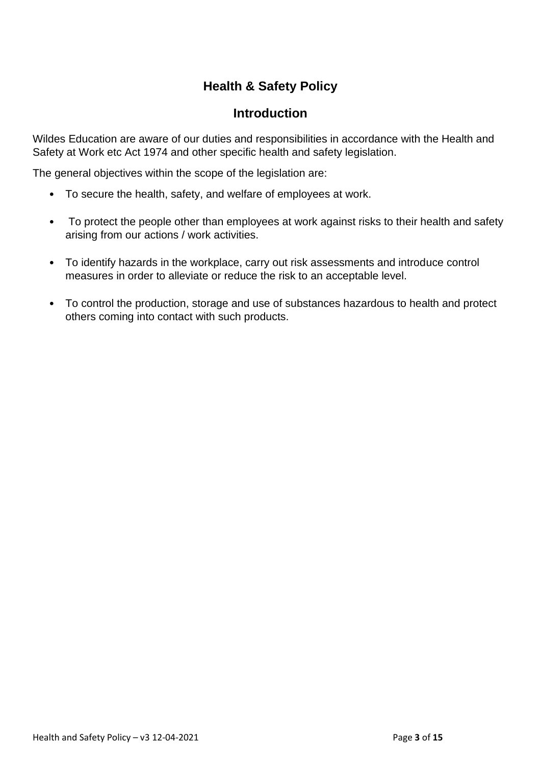# Health & Safety Policy

## Introduction

Wildes Education are aware of our duties and responsibilities in accordance with the Health and Safety at Work etc Act 1974 and other specific health and safety legislation.

The general objectives within the scope of the legislation are:

- To secure the health, safety, and welfare of employees at work.
- To protect the people other than employees at work against risks to their health and safety arising from our actions / work activities.
- To identify hazards in the workplace, carry out risk assessments and introduce control measures in order to alleviate or reduce the risk to an acceptable level.
- To control the production, storage and use of substances hazardous to health and protect others coming into contact with such products.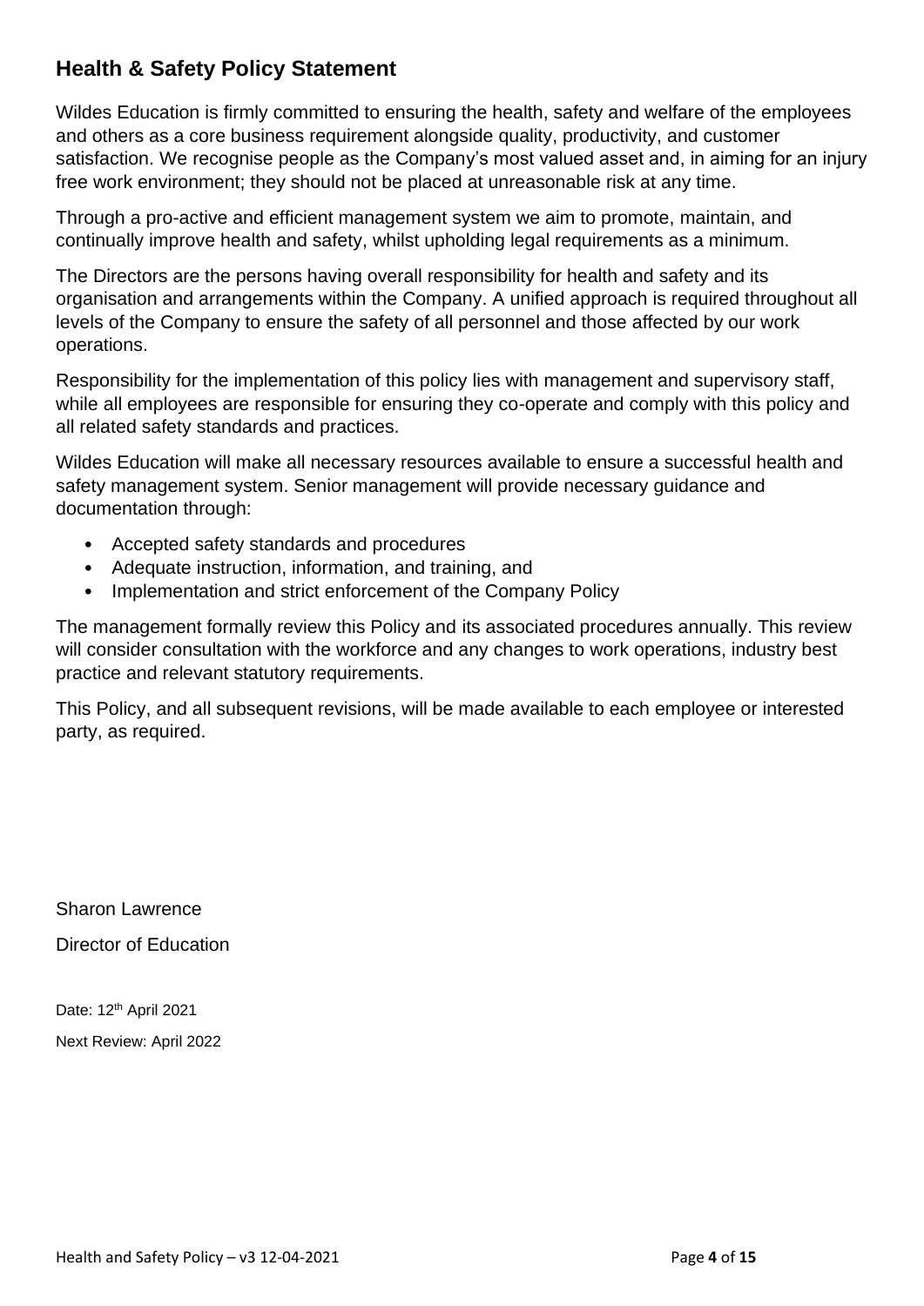## Health & Safety Policy Statement

Wildes Education is firmly committed to ensuring the health, safety and welfare of the employees and others as a core business requirement alongside quality, productivity, and customer satisfaction. We recognise people as the Company's most valued asset and, in aiming for an injury free work environment; they should not be placed at unreasonable risk at any time.

Through a pro-active and efficient management system we aim to promote, maintain, and continually improve health and safety, whilst upholding legal requirements as a minimum.

The Directors are the persons having overall responsibility for health and safety and its organisation and arrangements within the Company. A unified approach is required throughout all levels of the Company to ensure the safety of all personnel and those affected by our work operations.

Responsibility for the implementation of this policy lies with management and supervisory staff, while all employees are responsible for ensuring they co-operate and comply with this policy and all related safety standards and practices.

Wildes Education will make all necessary resources available to ensure a successful health and safety management system. Senior management will provide necessary guidance and documentation through:

- Accepted safety standards and procedures
- Adequate instruction, information, and training, and
- Implementation and strict enforcement of the Company Policy

The management formally review this Policy and its associated procedures annually. This review will consider consultation with the workforce and any changes to work operations, industry best practice and relevant statutory requirements.

This Policy, and all subsequent revisions, will be made available to each employee or interested party, as required.

Sharon Lawrence

Director of Education

Date: 12th April 2021

Next Review: April 2022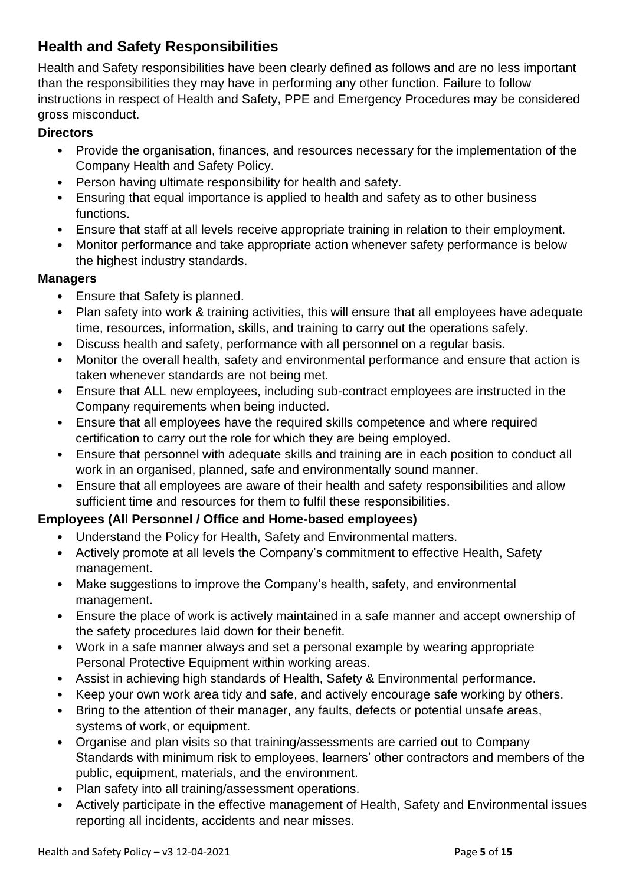## Health and Safety Responsibilities

Health and Safety responsibilities have been clearly defined as follows and are no less important than the responsibilities they may have in performing any other function. Failure to follow instructions in respect of Health and Safety, PPE and Emergency Procedures may be considered gross misconduct.

### Directors

- Provide the organisation, finances, and resources necessary for the implementation of the Company Health and Safety Policy.
- Person having ultimate responsibility for health and safety.
- Ensuring that equal importance is applied to health and safety as to other business functions.
- Ensure that staff at all levels receive appropriate training in relation to their employment.
- Monitor performance and take appropriate action whenever safety performance is below the highest industry standards.

### Managers

- Ensure that Safety is planned.
- Plan safety into work & training activities, this will ensure that all employees have adequate time, resources, information, skills, and training to carry out the operations safely.
- Discuss health and safety, performance with all personnel on a regular basis.
- Monitor the overall health, safety and environmental performance and ensure that action is taken whenever standards are not being met.
- Ensure that ALL new employees, including sub-contract employees are instructed in the Company requirements when being inducted.
- Ensure that all employees have the required skills competence and where required certification to carry out the role for which they are being employed.
- Ensure that personnel with adequate skills and training are in each position to conduct all work in an organised, planned, safe and environmentally sound manner.
- Ensure that all employees are aware of their health and safety responsibilities and allow sufficient time and resources for them to fulfil these responsibilities.

### Employees (All Personnel / Office and Home-based employees)

- Understand the Policy for Health, Safety and Environmental matters.
- Actively promote at all levels the Company's commitment to effective Health, Safety management.
- Make suggestions to improve the Company's health, safety, and environmental management.
- Ensure the place of work is actively maintained in a safe manner and accept ownership of the safety procedures laid down for their benefit.
- Work in a safe manner always and set a personal example by wearing appropriate Personal Protective Equipment within working areas.
- Assist in achieving high standards of Health, Safety & Environmental performance.
- Keep your own work area tidy and safe, and actively encourage safe working by others.
- Bring to the attention of their manager, any faults, defects or potential unsafe areas, systems of work, or equipment.
- Organise and plan visits so that training/assessments are carried out to Company Standards with minimum risk to employees, learners' other contractors and members of the public, equipment, materials, and the environment.
- Plan safety into all training/assessment operations.
- Actively participate in the effective management of Health, Safety and Environmental issues reporting all incidents, accidents and near misses.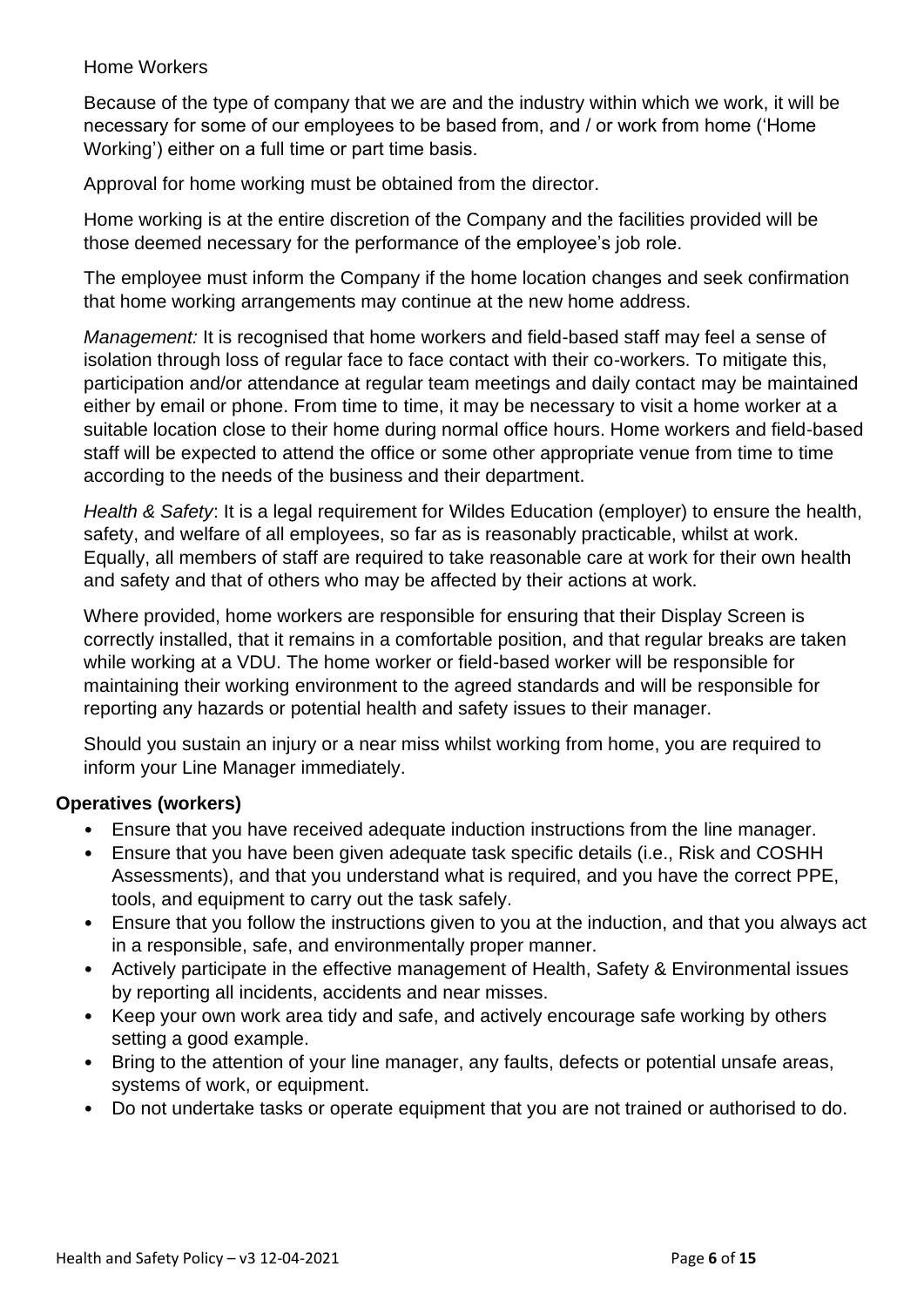Home Workers

Because of the type of company that we are and the industry within which we work, it will be necessary for some of our employees to be based from, and / or work from home ('Home Working') either on a full time or part time basis.

Approval for home working must be obtained from the director.

Home working is at the entire discretion of the Company and the facilities provided will be those deemed necessary for the performance of the employee's job role.

The employee must inform the Company if the home location changes and seek confirmation that home working arrangements may continue at the new home address.

*Management:* It is recognised that home workers and field-based staff may feel a sense of isolation through loss of regular face to face contact with their co-workers. To mitigate this, participation and/or attendance at regular team meetings and daily contact may be maintained either by email or phone. From time to time, it may be necessary to visit a home worker at a suitable location close to their home during normal office hours. Home workers and field-based staff will be expected to attend the office or some other appropriate venue from time to time according to the needs of the business and their department.

*Health & Safety*: It is a legal requirement for Wildes Education (employer) to ensure the health, safety, and welfare of all employees, so far as is reasonably practicable, whilst at work. Equally, all members of staff are required to take reasonable care at work for their own health and safety and that of others who may be affected by their actions at work.

Where provided, home workers are responsible for ensuring that their Display Screen is correctly installed, that it remains in a comfortable position, and that regular breaks are taken while working at a VDU. The home worker or field-based worker will be responsible for maintaining their working environment to the agreed standards and will be responsible for reporting any hazards or potential health and safety issues to their manager.

Should you sustain an injury or a near miss whilst working from home, you are required to inform your Line Manager immediately.

**Operatives (workers)**

- Ensure that you have received adequate induction instructions from the line manager.
- Ensure that you have been given adequate task specific details (i.e., Risk and COSHH Assessments), and that you understand what is required, and you have the correct PPE, tools, and equipment to carry out the task safely.
- Ensure that you follow the instructions given to you at the induction, and that you always act in a responsible, safe, and environmentally proper manner.
- Actively participate in the effective management of Health, Safety & Environmental issues by reporting all incidents, accidents and near misses.
- Keep your own work area tidy and safe, and actively encourage safe working by others setting a good example.
- Bring to the attention of your line manager, any faults, defects or potential unsafe areas, systems of work, or equipment.
- Do not undertake tasks or operate equipment that you are not trained or authorised to do.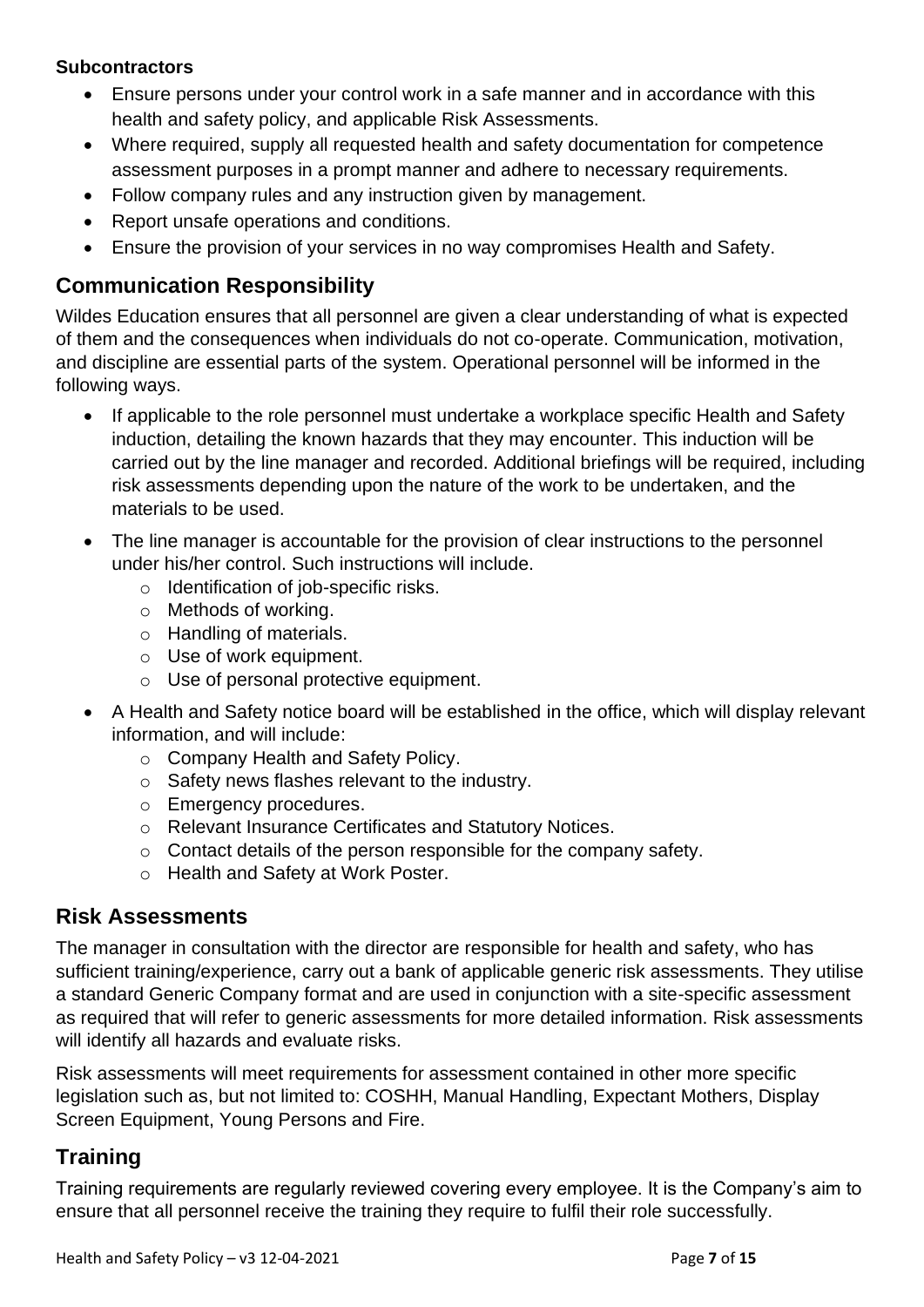**Subcontractors**

- Ensure persons under your control work in a safe manner and in accordance with this health and safety policy, and applicable Risk Assessments.
- Where required, supply all requested health and safety documentation for competence assessment purposes in a prompt manner and adhere to necessary requirements.
- Follow company rules and any instruction given by management.
- Report unsafe operations and conditions.
- Ensure the provision of your services in no way compromises Health and Safety.

## Communication Responsibility

Wildes Education ensures that all personnel are given a clear understanding of what is expected of them and the consequences when individuals do not co-operate. Communication, motivation, and discipline are essential parts of the system. Operational personnel will be informed in the following ways.

- If applicable to the role personnel must undertake a workplace specific Health and Safety induction, detailing the known hazards that they may encounter. This induction will be carried out by the line manager and recorded. Additional briefings will be required, including risk assessments depending upon the nature of the work to be undertaken, and the materials to be used.
- The line manager is accountable for the provision of clear instructions to the personnel under his/her control. Such instructions will include.
  - Identification of job-specific risks.
  - Methods of working.
  - Handling of materials.
  - Use of work equipment.
  - Use of personal protective equipment.
- A Health and Safety notice board will be established in the office, which will display relevant information, and will include:
  - Company Health and Safety Policy.
  - Safety news flashes relevant to the industry.
  - Emergency procedures.
  - Relevant Insurance Certificates and Statutory Notices.
  - Contact details of the person responsible for the company safety.
  - Health and Safety at Work Poster.

## Risk Assessments

The manager in consultation with the director are responsible for health and safety, who has sufficient training/experience, carry out a bank of applicable generic risk assessments. They utilise a standard Generic Company format and are used in conjunction with a site-specific assessment as required that will refer to generic assessments for more detailed information. Risk assessments will identify all hazards and evaluate risks.

Risk assessments will meet requirements for assessment contained in other more specific legislation such as, but not limited to: COSHH, Manual Handling, Expectant Mothers, Display Screen Equipment, Young Persons and Fire.

## Training

Training requirements are regularly reviewed covering every employee. It is the Company's aim to ensure that all personnel receive the training they require to fulfil their role successfully.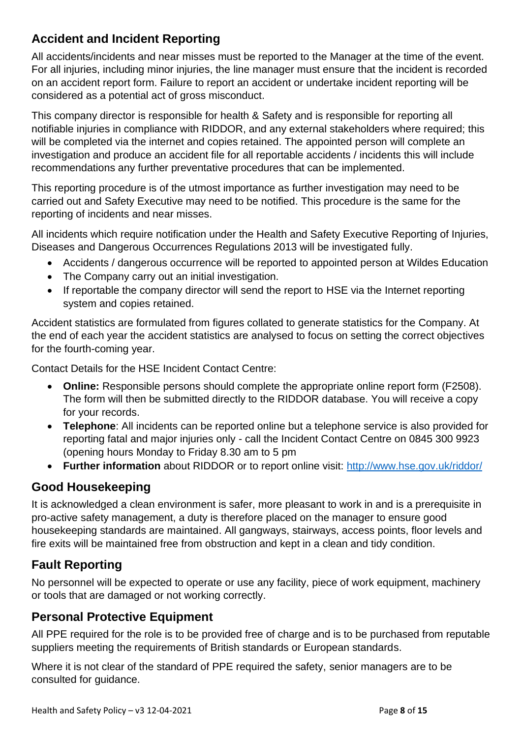## Accident and Incident Reporting

All accidents/incidents and near misses must be reported to the Manager at the time of the event. For all injuries, including minor injuries, the line manager must ensure that the incident is recorded on an accident report form. Failure to report an accident or undertake incident reporting will be considered as a potential act of gross misconduct.

This company director is responsible for health & Safety and is responsible for reporting all notifiable injuries in compliance with RIDDOR, and any external stakeholders where required; this will be completed via the internet and copies retained. The appointed person will complete an investigation and produce an accident file for all reportable accidents / incidents this will include recommendations any further preventative procedures that can be implemented.

This reporting procedure is of the utmost importance as further investigation may need to be carried out and Safety Executive may need to be notified. This procedure is the same for the reporting of incidents and near misses.

All incidents which require notification under the Health and Safety Executive Reporting of Injuries, Diseases and Dangerous Occurrences Regulations 2013 will be investigated fully.

- Accidents / dangerous occurrence will be reported to appointed person at Wildes Education
- The Company carry out an initial investigation.
- If reportable the company director will send the report to HSE via the Internet reporting system and copies retained.

Accident statistics are formulated from figures collated to generate statistics for the Company. At the end of each year the accident statistics are analysed to focus on setting the correct objectives for the fourth-coming year.

Contact Details for the HSE Incident Contact Centre:

- **Online:** Responsible persons should complete the appropriate online report form (F2508). The form will then be submitted directly to the RIDDOR database. You will receive a copy for your records.
- **Telephone**: All incidents can be reported online but a telephone service is also provided for reporting fatal and major injuries only - call the Incident Contact Centre on 0845 300 9923 (opening hours Monday to Friday 8.30 am to 5 pm
- **Further information** about RIDDOR or to report online visit: http://www.hse.gov.uk/riddor/

## Good Housekeeping

It is acknowledged a clean environment is safer, more pleasant to work in and is a prerequisite in pro-active safety management, a duty is therefore placed on the manager to ensure good housekeeping standards are maintained. All gangways, stairways, access points, floor levels and fire exits will be maintained free from obstruction and kept in a clean and tidy condition.

## Fault Reporting

No personnel will be expected to operate or use any facility, piece of work equipment, machinery or tools that are damaged or not working correctly.

## Personal Protective Equipment

All PPE required for the role is to be provided free of charge and is to be purchased from reputable suppliers meeting the requirements of British standards or European standards.

Where it is not clear of the standard of PPE required the safety, senior managers are to be consulted for guidance.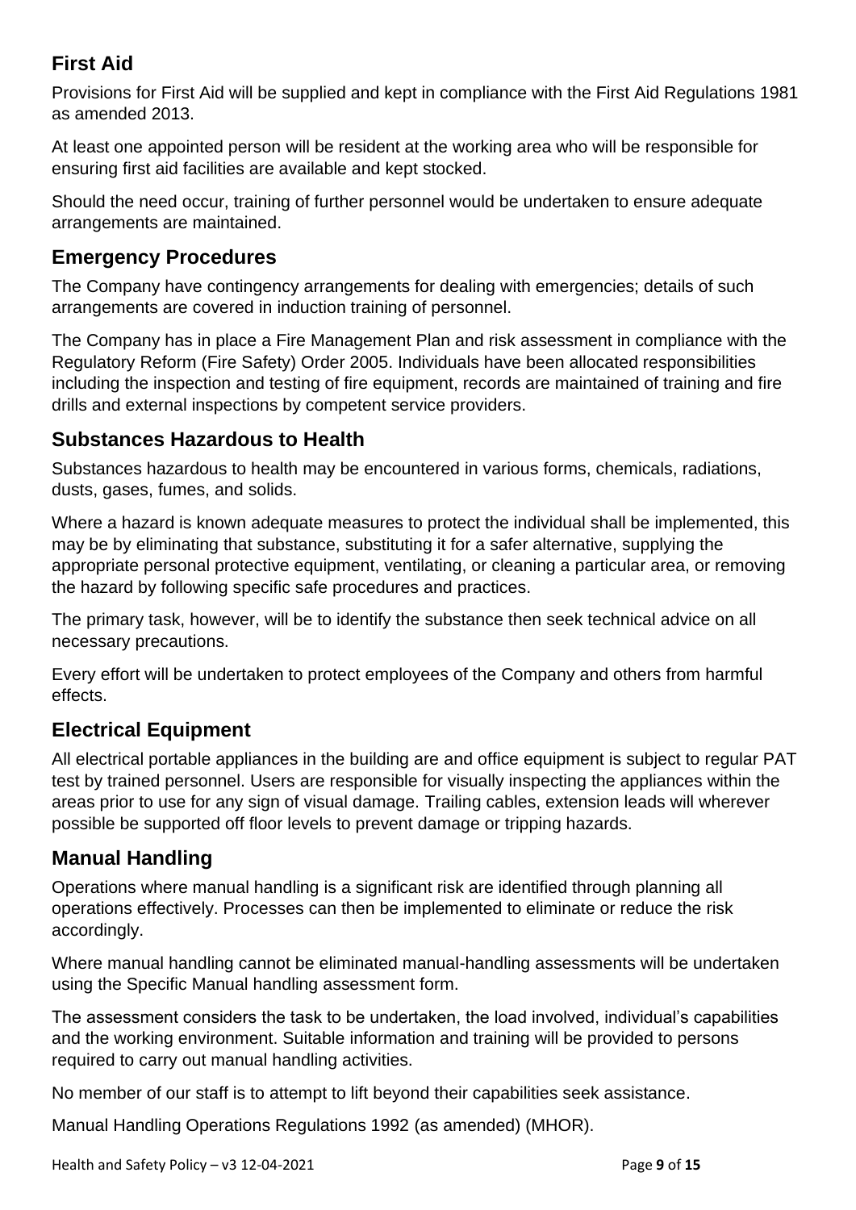## First Aid

Provisions for First Aid will be supplied and kept in compliance with the First Aid Regulations 1981 as amended 2013.

At least one appointed person will be resident at the working area who will be responsible for ensuring first aid facilities are available and kept stocked.

Should the need occur, training of further personnel would be undertaken to ensure adequate arrangements are maintained.

## Emergency Procedures

The Company have contingency arrangements for dealing with emergencies; details of such arrangements are covered in induction training of personnel.

The Company has in place a Fire Management Plan and risk assessment in compliance with the Regulatory Reform (Fire Safety) Order 2005. Individuals have been allocated responsibilities including the inspection and testing of fire equipment, records are maintained of training and fire drills and external inspections by competent service providers.

## Substances Hazardous to Health

Substances hazardous to health may be encountered in various forms, chemicals, radiations, dusts, gases, fumes, and solids.

Where a hazard is known adequate measures to protect the individual shall be implemented, this may be by eliminating that substance, substituting it for a safer alternative, supplying the appropriate personal protective equipment, ventilating, or cleaning a particular area, or removing the hazard by following specific safe procedures and practices.

The primary task, however, will be to identify the substance then seek technical advice on all necessary precautions.

Every effort will be undertaken to protect employees of the Company and others from harmful effects.

## Electrical Equipment

All electrical portable appliances in the building are and office equipment is subject to regular PAT test by trained personnel. Users are responsible for visually inspecting the appliances within the areas prior to use for any sign of visual damage. Trailing cables, extension leads will wherever possible be supported off floor levels to prevent damage or tripping hazards.

## Manual Handling

Operations where manual handling is a significant risk are identified through planning all operations effectively. Processes can then be implemented to eliminate or reduce the risk accordingly.

Where manual handling cannot be eliminated manual-handling assessments will be undertaken using the Specific Manual handling assessment form.

The assessment considers the task to be undertaken, the load involved, individual's capabilities and the working environment. Suitable information and training will be provided to persons required to carry out manual handling activities.

No member of our staff is to attempt to lift beyond their capabilities seek assistance.

Manual Handling Operations Regulations 1992 (as amended) (MHOR).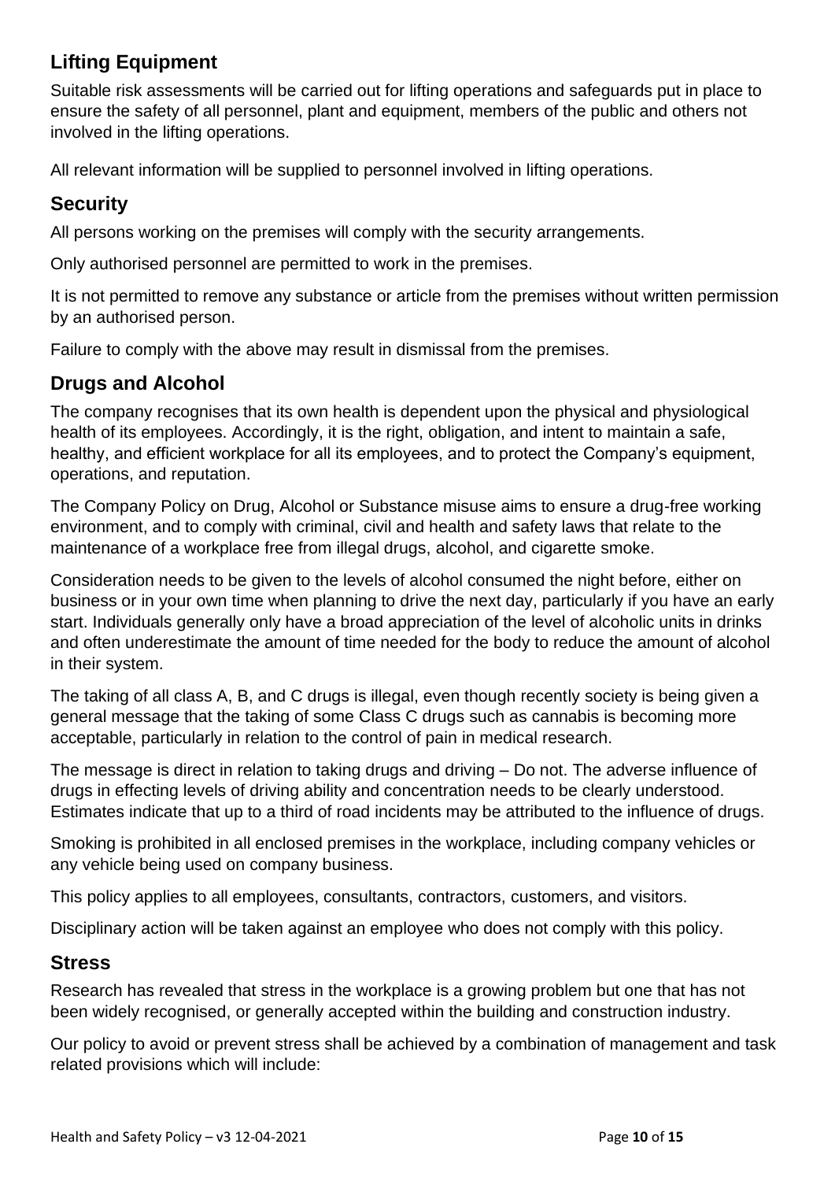## Lifting Equipment

Suitable risk assessments will be carried out for lifting operations and safeguards put in place to ensure the safety of all personnel, plant and equipment, members of the public and others not involved in the lifting operations.

All relevant information will be supplied to personnel involved in lifting operations.

## Security

All persons working on the premises will comply with the security arrangements.

Only authorised personnel are permitted to work in the premises.

It is not permitted to remove any substance or article from the premises without written permission by an authorised person.

Failure to comply with the above may result in dismissal from the premises.

## Drugs and Alcohol

The company recognises that its own health is dependent upon the physical and physiological health of its employees. Accordingly, it is the right, obligation, and intent to maintain a safe, healthy, and efficient workplace for all its employees, and to protect the Company's equipment, operations, and reputation.

The Company Policy on Drug, Alcohol or Substance misuse aims to ensure a drug-free working environment, and to comply with criminal, civil and health and safety laws that relate to the maintenance of a workplace free from illegal drugs, alcohol, and cigarette smoke.

Consideration needs to be given to the levels of alcohol consumed the night before, either on business or in your own time when planning to drive the next day, particularly if you have an early start. Individuals generally only have a broad appreciation of the level of alcoholic units in drinks and often underestimate the amount of time needed for the body to reduce the amount of alcohol in their system.

The taking of all class A, B, and C drugs is illegal, even though recently society is being given a general message that the taking of some Class C drugs such as cannabis is becoming more acceptable, particularly in relation to the control of pain in medical research.

The message is direct in relation to taking drugs and driving – Do not. The adverse influence of drugs in effecting levels of driving ability and concentration needs to be clearly understood. Estimates indicate that up to a third of road incidents may be attributed to the influence of drugs.

Smoking is prohibited in all enclosed premises in the workplace, including company vehicles or any vehicle being used on company business.

This policy applies to all employees, consultants, contractors, customers, and visitors.

Disciplinary action will be taken against an employee who does not comply with this policy.

## Stress

Research has revealed that stress in the workplace is a growing problem but one that has not been widely recognised, or generally accepted within the building and construction industry.

Our policy to avoid or prevent stress shall be achieved by a combination of management and task related provisions which will include: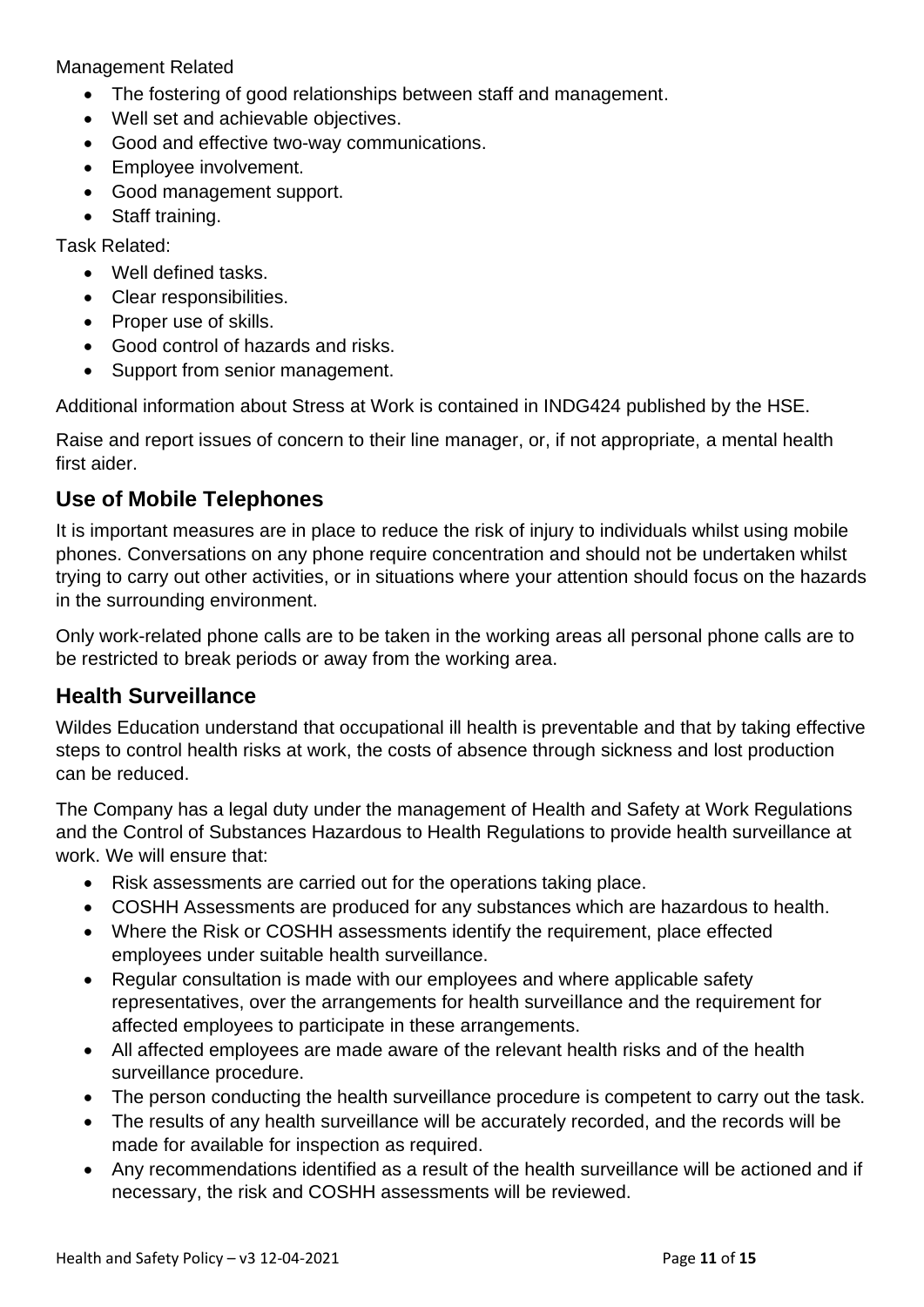Management Related

- The fostering of good relationships between staff and management.
- Well set and achievable objectives.
- Good and effective two-way communications.
- Employee involvement.
- Good management support.
- Staff training.

Task Related:

- Well defined tasks.
- Clear responsibilities.
- Proper use of skills.
- Good control of hazards and risks.
- Support from senior management.

Additional information about Stress at Work is contained in INDG424 published by the HSE.

Raise and report issues of concern to their line manager, or, if not appropriate, a mental health first aider.

## Use of Mobile Telephones

It is important measures are in place to reduce the risk of injury to individuals whilst using mobile phones. Conversations on any phone require concentration and should not be undertaken whilst trying to carry out other activities, or in situations where your attention should focus on the hazards in the surrounding environment.

Only work-related phone calls are to be taken in the working areas all personal phone calls are to be restricted to break periods or away from the working area.

## Health Surveillance

Wildes Education understand that occupational ill health is preventable and that by taking effective steps to control health risks at work, the costs of absence through sickness and lost production can be reduced.

The Company has a legal duty under the management of Health and Safety at Work Regulations and the Control of Substances Hazardous to Health Regulations to provide health surveillance at work. We will ensure that:

- Risk assessments are carried out for the operations taking place.
- COSHH Assessments are produced for any substances which are hazardous to health.
- Where the Risk or COSHH assessments identify the requirement, place effected employees under suitable health surveillance.
- Regular consultation is made with our employees and where applicable safety representatives, over the arrangements for health surveillance and the requirement for affected employees to participate in these arrangements.
- All affected employees are made aware of the relevant health risks and of the health surveillance procedure.
- The person conducting the health surveillance procedure is competent to carry out the task.
- The results of any health surveillance will be accurately recorded, and the records will be made for available for inspection as required.
- Any recommendations identified as a result of the health surveillance will be actioned and if necessary, the risk and COSHH assessments will be reviewed.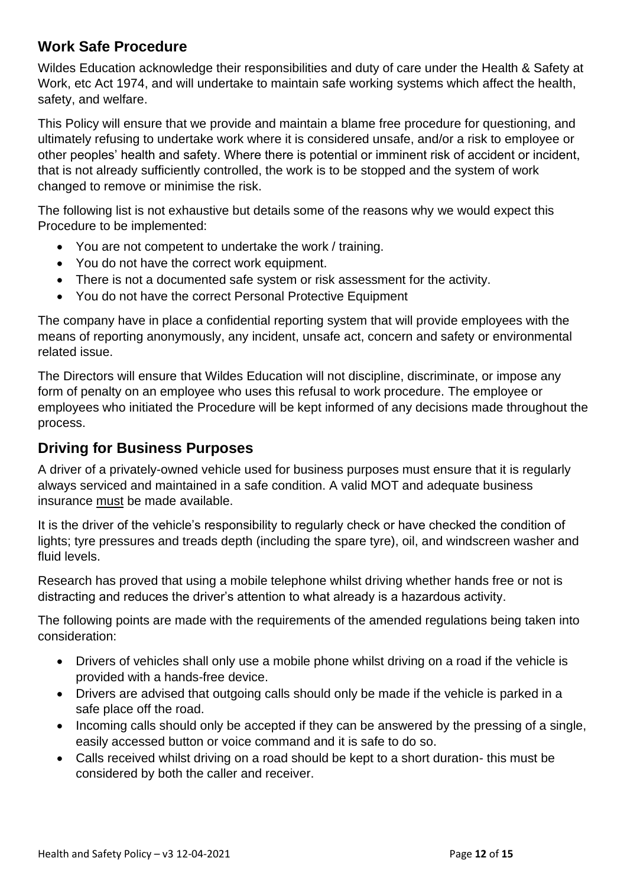## Work Safe Procedure

Wildes Education acknowledge their responsibilities and duty of care under the Health & Safety at Work, etc Act 1974, and will undertake to maintain safe working systems which affect the health, safety, and welfare.

This Policy will ensure that we provide and maintain a blame free procedure for questioning, and ultimately refusing to undertake work where it is considered unsafe, and/or a risk to employee or other peoples' health and safety. Where there is potential or imminent risk of accident or incident, that is not already sufficiently controlled, the work is to be stopped and the system of work changed to remove or minimise the risk.

The following list is not exhaustive but details some of the reasons why we would expect this Procedure to be implemented:

- You are not competent to undertake the work / training.
- You do not have the correct work equipment.
- There is not a documented safe system or risk assessment for the activity.
- You do not have the correct Personal Protective Equipment

The company have in place a confidential reporting system that will provide employees with the means of reporting anonymously, any incident, unsafe act, concern and safety or environmental related issue.

The Directors will ensure that Wildes Education will not discipline, discriminate, or impose any form of penalty on an employee who uses this refusal to work procedure. The employee or employees who initiated the Procedure will be kept informed of any decisions made throughout the process.

## Driving for Business Purposes

A driver of a privately-owned vehicle used for business purposes must ensure that it is regularly always serviced and maintained in a safe condition. A valid MOT and adequate business insurance <u>must</u> be made available.

It is the driver of the vehicle's responsibility to regularly check or have checked the condition of lights; tyre pressures and treads depth (including the spare tyre), oil, and windscreen washer and fluid levels.

Research has proved that using a mobile telephone whilst driving whether hands free or not is distracting and reduces the driver's attention to what already is a hazardous activity.

The following points are made with the requirements of the amended regulations being taken into consideration:

- Drivers of vehicles shall only use a mobile phone whilst driving on a road if the vehicle is provided with a hands-free device.
- Drivers are advised that outgoing calls should only be made if the vehicle is parked in a safe place off the road.
- Incoming calls should only be accepted if they can be answered by the pressing of a single, easily accessed button or voice command and it is safe to do so.
- Calls received whilst driving on a road should be kept to a short duration- this must be considered by both the caller and receiver.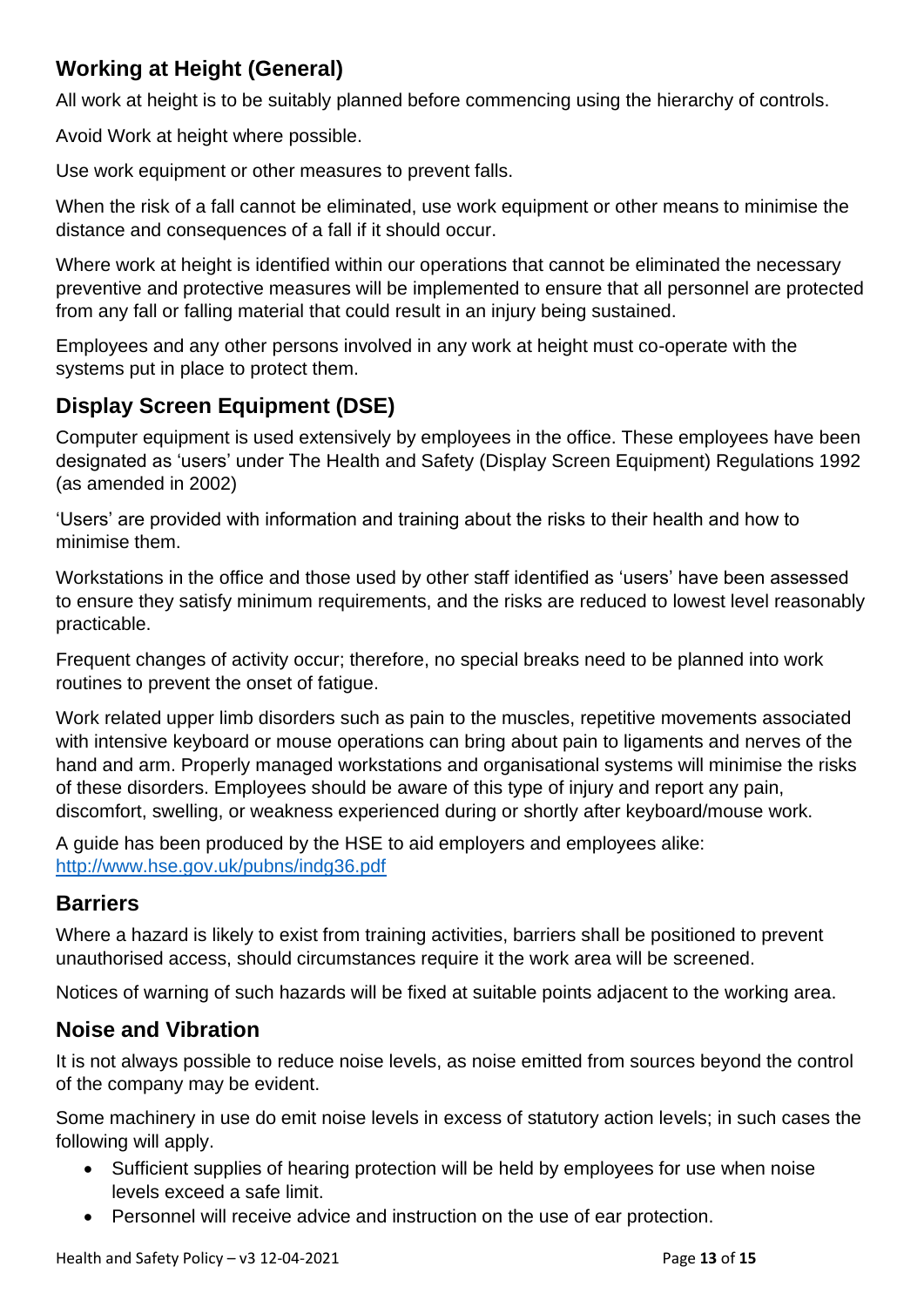## Working at Height (General)

All work at height is to be suitably planned before commencing using the hierarchy of controls.

Avoid Work at height where possible.

Use work equipment or other measures to prevent falls.

When the risk of a fall cannot be eliminated, use work equipment or other means to minimise the distance and consequences of a fall if it should occur.

Where work at height is identified within our operations that cannot be eliminated the necessary preventive and protective measures will be implemented to ensure that all personnel are protected from any fall or falling material that could result in an injury being sustained.

Employees and any other persons involved in any work at height must co-operate with the systems put in place to protect them.

## Display Screen Equipment (DSE)

Computer equipment is used extensively by employees in the office. These employees have been designated as 'users' under The Health and Safety (Display Screen Equipment) Regulations 1992 (as amended in 2002)

'Users' are provided with information and training about the risks to their health and how to minimise them.

Workstations in the office and those used by other staff identified as 'users' have been assessed to ensure they satisfy minimum requirements, and the risks are reduced to lowest level reasonably practicable.

Frequent changes of activity occur; therefore, no special breaks need to be planned into work routines to prevent the onset of fatigue.

Work related upper limb disorders such as pain to the muscles, repetitive movements associated with intensive keyboard or mouse operations can bring about pain to ligaments and nerves of the hand and arm. Properly managed workstations and organisational systems will minimise the risks of these disorders. Employees should be aware of this type of injury and report any pain, discomfort, swelling, or weakness experienced during or shortly after keyboard/mouse work.

A guide has been produced by the HSE to aid employers and employees alike: [http://www.hse.gov.uk/pubns/indg36.pdf](http://www.hse.gov.uk/pubns/indg36.pdf)

## Barriers

Where a hazard is likely to exist from training activities, barriers shall be positioned to prevent unauthorised access, should circumstances require it the work area will be screened.

Notices of warning of such hazards will be fixed at suitable points adjacent to the working area.

## Noise and Vibration

It is not always possible to reduce noise levels, as noise emitted from sources beyond the control of the company may be evident.

Some machinery in use do emit noise levels in excess of statutory action levels; in such cases the following will apply.

- Sufficient supplies of hearing protection will be held by employees for use when noise levels exceed a safe limit.
- Personnel will receive advice and instruction on the use of ear protection.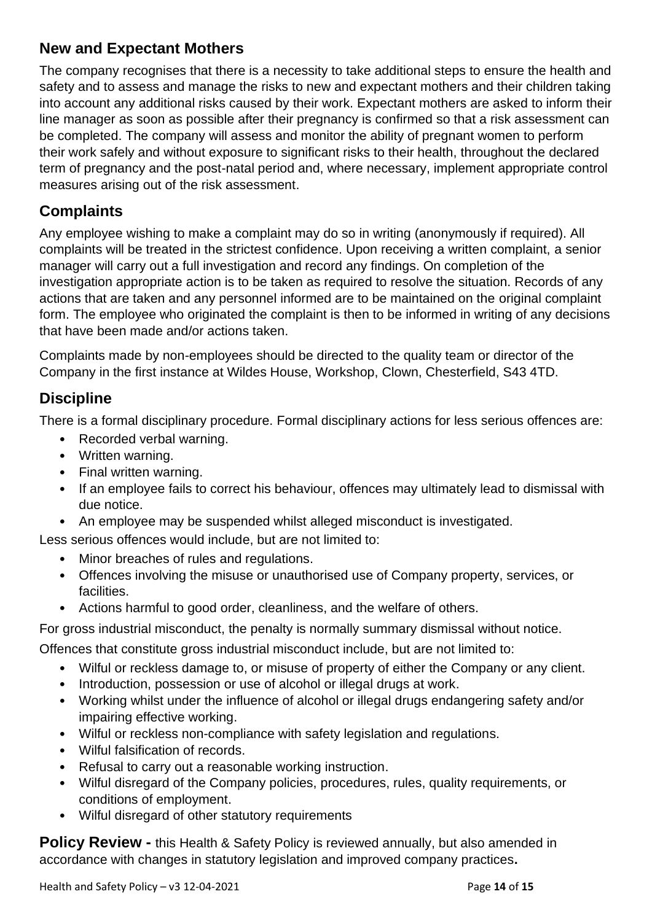## New and Expectant Mothers

The company recognises that there is a necessity to take additional steps to ensure the health and safety and to assess and manage the risks to new and expectant mothers and their children taking into account any additional risks caused by their work. Expectant mothers are asked to inform their line manager as soon as possible after their pregnancy is confirmed so that a risk assessment can be completed. The company will assess and monitor the ability of pregnant women to perform their work safely and without exposure to significant risks to their health, throughout the declared term of pregnancy and the post-natal period and, where necessary, implement appropriate control measures arising out of the risk assessment.

## Complaints

Any employee wishing to make a complaint may do so in writing (anonymously if required). All complaints will be treated in the strictest confidence. Upon receiving a written complaint, a senior manager will carry out a full investigation and record any findings. On completion of the investigation appropriate action is to be taken as required to resolve the situation. Records of any actions that are taken and any personnel informed are to be maintained on the original complaint form. The employee who originated the complaint is then to be informed in writing of any decisions that have been made and/or actions taken.

Complaints made by non-employees should be directed to the quality team or director of the Company in the first instance at Wildes House, Workshop, Clown, Chesterfield, S43 4TD.

## Discipline

There is a formal disciplinary procedure. Formal disciplinary actions for less serious offences are:

- Recorded verbal warning.
- Written warning.
- Final written warning.
- If an employee fails to correct his behaviour, offences may ultimately lead to dismissal with due notice.
- An employee may be suspended whilst alleged misconduct is investigated.

Less serious offences would include, but are not limited to:

- Minor breaches of rules and regulations.
- Offences involving the misuse or unauthorised use of Company property, services, or facilities.
- Actions harmful to good order, cleanliness, and the welfare of others.

For gross industrial misconduct, the penalty is normally summary dismissal without notice.

Offences that constitute gross industrial misconduct include, but are not limited to:

- Wilful or reckless damage to, or misuse of property of either the Company or any client.
- Introduction, possession or use of alcohol or illegal drugs at work.
- Working whilst under the influence of alcohol or illegal drugs endangering safety and/or impairing effective working.
- Wilful or reckless non-compliance with safety legislation and regulations.
- Wilful falsification of records.
- Refusal to carry out a reasonable working instruction.
- Wilful disregard of the Company policies, procedures, rules, quality requirements, or conditions of employment.
- Wilful disregard of other statutory requirements

**Policy Review -** this Health & Safety Policy is reviewed annually, but also amended in accordance with changes in statutory legislation and improved company practices**.**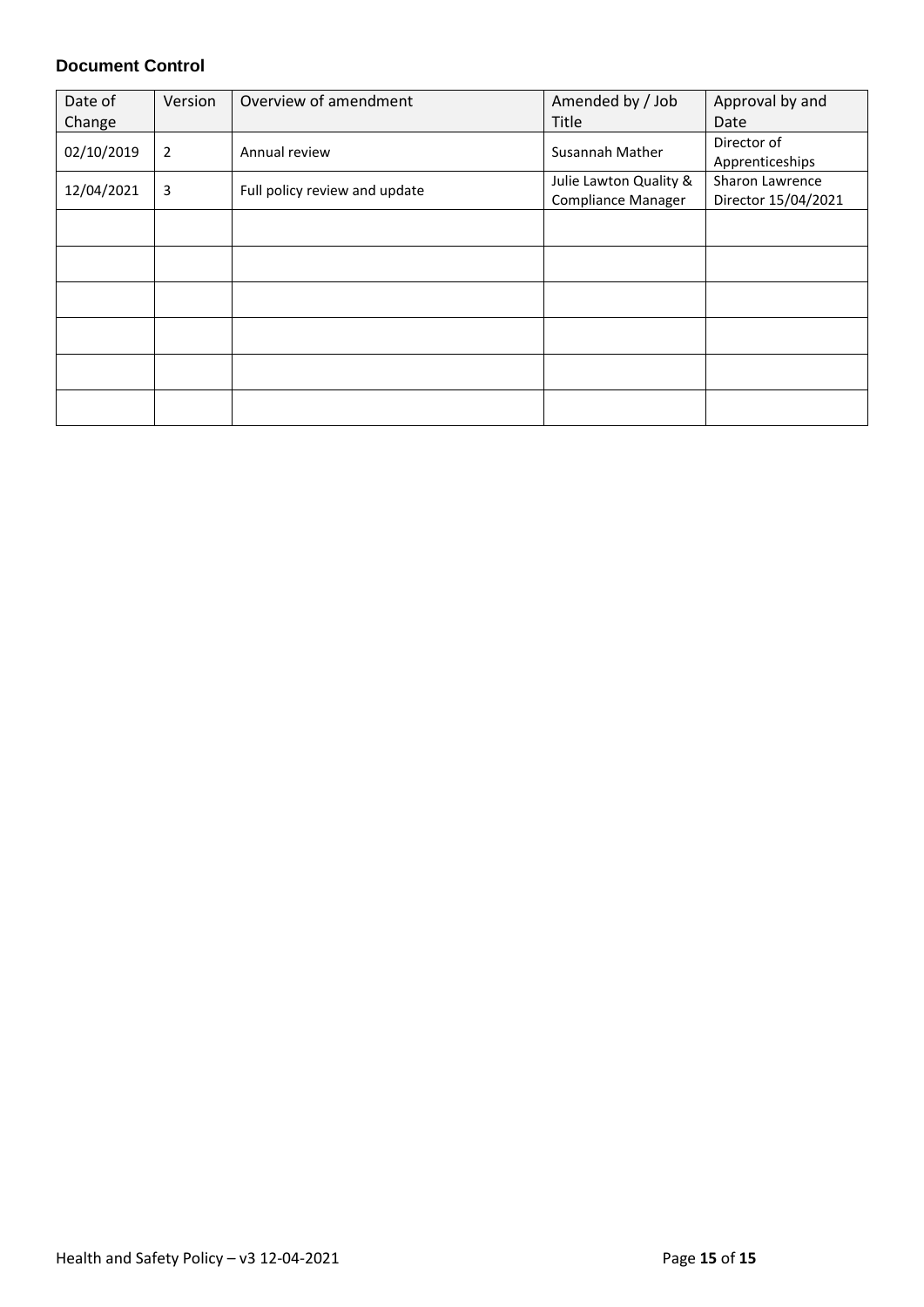## Document Control

| Date of Change | Version | Overview of amendment | Amended by / Job Title | Approval by and Date |
|---|---|---|---|---|
| 02/10/2019 | 2 | Annual review | Susannah Mather | Director of Apprenticeships |
| 12/04/2021 | 3 | Full policy review and update | Julie Lawton Quality & Compliance Manager | Sharon Lawrence Director 15/04/2021 |
| | | | | |
| | | | | |
| | | | | |
| | | | | |
| | | | | |
| | | | | |